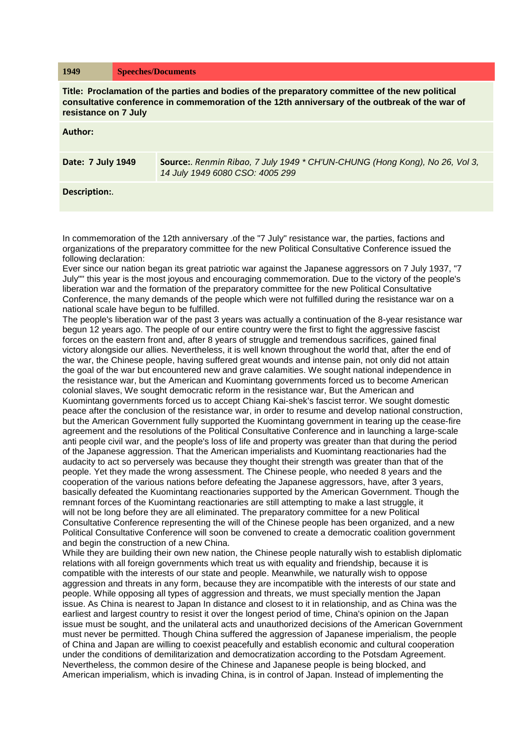| 1949 | Speeches/Documents |
|---|---|

**Title: Proclamation of the parties and bodies of the preparatory committee of the new political consultative conference in commemoration of the 12th anniversary of the outbreak of the war of resistance on 7 July**

**Author:**

| **Date: 7 July 1949** | **Source:**. *Renmin Ribao, 7 July 1949 * CH'UN-CHUNG (Hong Kong), No 26, Vol 3, 14 July 1949 6080 CSO: 4005 299* |
|---|---|

**Description:**.

In commemoration of the 12th anniversary .of the "7 July" resistance war, the parties, factions and organizations of the preparatory committee for the new Political Consultative Conference issued the following declaration:

Ever since our nation began its great patriotic war against the Japanese aggressors on 7 July 1937, "7 July"" this year is the most joyous and encouraging commemoration. Due to the victory of the people's liberation war and the formation of the preparatory committee for the new Political Consultative Conference, the many demands of the people which were not fulfilled during the resistance war on a national scale have begun to be fulfilled.

The people's liberation war of the past 3 years was actually a continuation of the 8-year resistance war begun 12 years ago. The people of our entire country were the first to fight the aggressive fascist forces on the eastern front and, after 8 years of struggle and tremendous sacrifices, gained final victory alongside our allies. Nevertheless, it is well known throughout the world that, after the end of the war, the Chinese people, having suffered great wounds and intense pain, not only did not attain the goal of the war but encountered new and grave calamities. We sought national independence in the resistance war, but the American and Kuomintang governments forced us to become American colonial slaves, We sought democratic reform in the resistance war, But the American and Kuomintang governments forced us to accept Chiang Kai-shek's fascist terror. We sought domestic peace after the conclusion of the resistance war, in order to resume and develop national construction, but the American Government fully supported the Kuomintang government in tearing up the cease-fire agreement and the resolutions of the Political Consultative Conference and in launching a large-scale anti people civil war, and the people's loss of life and property was greater than that during the period of the Japanese aggression. That the American imperialists and Kuomintang reactionaries had the audacity to act so perversely was because they thought their strength was greater than that of the people. Yet they made the wrong assessment. The Chinese people, who needed 8 years and the cooperation of the various nations before defeating the Japanese aggressors, have, after 3 years, basically defeated the Kuomintang reactionaries supported by the American Government. Though the remnant forces of the Kuomintang reactionaries are still attempting to make a last struggle, it will not be long before they are all eliminated. The preparatory committee for a new Political Consultative Conference representing the will of the Chinese people has been organized, and a new Political Consultative Conference will soon be convened to create a democratic coalition government and begin the construction of a new China.

While they are building their own new nation, the Chinese people naturally wish to establish diplomatic relations with all foreign governments which treat us with equality and friendship, because it is compatible with the interests of our state and people. Meanwhile, we naturally wish to oppose aggression and threats in any form, because they are incompatible with the interests of our state and people. While opposing all types of aggression and threats, we must specially mention the Japan issue. As China is nearest to Japan In distance and closest to it in relationship, and as China was the earliest and largest country to resist it over the longest period of time, China's opinion on the Japan issue must be sought, and the unilateral acts and unauthorized decisions of the American Government must never be permitted. Though China suffered the aggression of Japanese imperialism, the people of China and Japan are willing to coexist peacefully and establish economic and cultural cooperation under the conditions of demilitarization and democratization according to the Potsdam Agreement. Nevertheless, the common desire of the Chinese and Japanese people is being blocked, and American imperialism, which is invading China, is in control of Japan. Instead of implementing the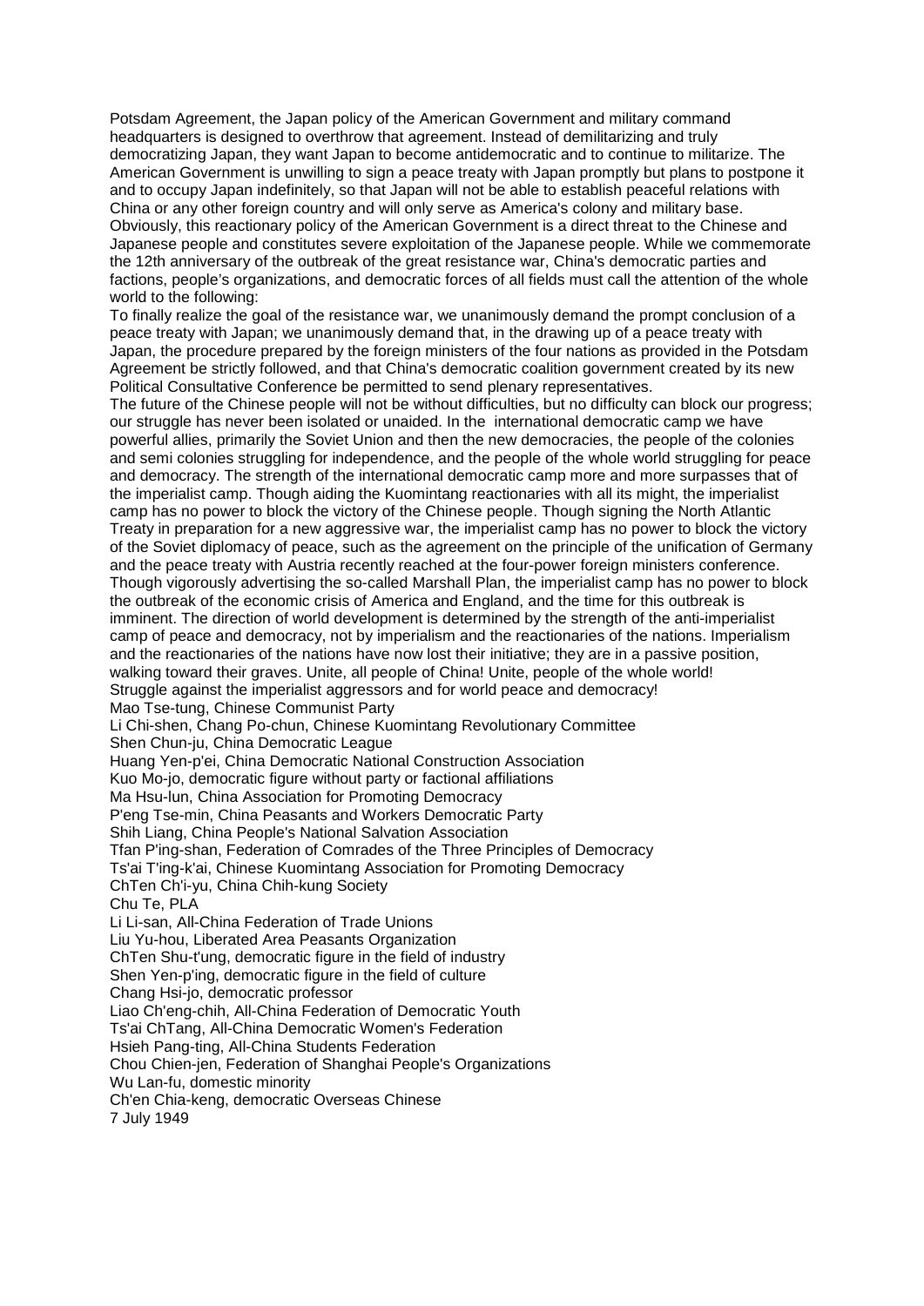Potsdam Agreement, the Japan policy of the American Government and military command headquarters is designed to overthrow that agreement. Instead of demilitarizing and truly democratizing Japan, they want Japan to become antidemocratic and to continue to militarize. The American Government is unwilling to sign a peace treaty with Japan promptly but plans to postpone it and to occupy Japan indefinitely, so that Japan will not be able to establish peaceful relations with China or any other foreign country and will only serve as America's colony and military base. Obviously, this reactionary policy of the American Government is a direct threat to the Chinese and Japanese people and constitutes severe exploitation of the Japanese people. While we commemorate the 12th anniversary of the outbreak of the great resistance war, China's democratic parties and factions, people's organizations, and democratic forces of all fields must call the attention of the whole world to the following:

To finally realize the goal of the resistance war, we unanimously demand the prompt conclusion of a peace treaty with Japan; we unanimously demand that, in the drawing up of a peace treaty with Japan, the procedure prepared by the foreign ministers of the four nations as provided in the Potsdam Agreement be strictly followed, and that China's democratic coalition government created by its new Political Consultative Conference be permitted to send plenary representatives.

The future of the Chinese people will not be without difficulties, but no difficulty can block our progress; our struggle has never been isolated or unaided. In the international democratic camp we have powerful allies, primarily the Soviet Union and then the new democracies, the people of the colonies and semi colonies struggling for independence, and the people of the whole world struggling for peace and democracy. The strength of the international democratic camp more and more surpasses that of the imperialist camp. Though aiding the Kuomintang reactionaries with all its might, the imperialist camp has no power to block the victory of the Chinese people. Though signing the North Atlantic Treaty in preparation for a new aggressive war, the imperialist camp has no power to block the victory of the Soviet diplomacy of peace, such as the agreement on the principle of the unification of Germany and the peace treaty with Austria recently reached at the four-power foreign ministers conference. Though vigorously advertising the so-called Marshall Plan, the imperialist camp has no power to block the outbreak of the economic crisis of America and England, and the time for this outbreak is imminent. The direction of world development is determined by the strength of the anti-imperialist camp of peace and democracy, not by imperialism and the reactionaries of the nations. Imperialism and the reactionaries of the nations have now lost their initiative; they are in a passive position, walking toward their graves. Unite, all people of China! Unite, people of the whole world! Struggle against the imperialist aggressors and for world peace and democracy!

Mao Tse-tung, Chinese Communist Party
Li Chi-shen, Chang Po-chun, Chinese Kuomintang Revolutionary Committee
Shen Chun-ju, China Democratic League
Huang Yen-p'ei, China Democratic National Construction Association
Kuo Mo-jo, democratic figure without party or factional affiliations
Ma Hsu-lun, China Association for Promoting Democracy
P'eng Tse-min, China Peasants and Workers Democratic Party
Shih Liang, China People's National Salvation Association
Tfan P'ing-shan, Federation of Comrades of the Three Principles of Democracy
Ts'ai T'ing-k'ai, Chinese Kuomintang Association for Promoting Democracy
ChTen Ch'i-yu, China Chih-kung Society
Chu Te, PLA
Li Li-san, All-China Federation of Trade Unions
Liu Yu-hou, Liberated Area Peasants Organization
ChTen Shu-t'ung, democratic figure in the field of industry
Shen Yen-p'ing, democratic figure in the field of culture
Chang Hsi-jo, democratic professor
Liao Ch'eng-chih, All-China Federation of Democratic Youth
Ts'ai ChTang, All-China Democratic Women's Federation
Hsieh Pang-ting, All-China Students Federation
Chou Chien-jen, Federation of Shanghai People's Organizations
Wu Lan-fu, domestic minority
Ch'en Chia-keng, democratic Overseas Chinese
7 July 1949